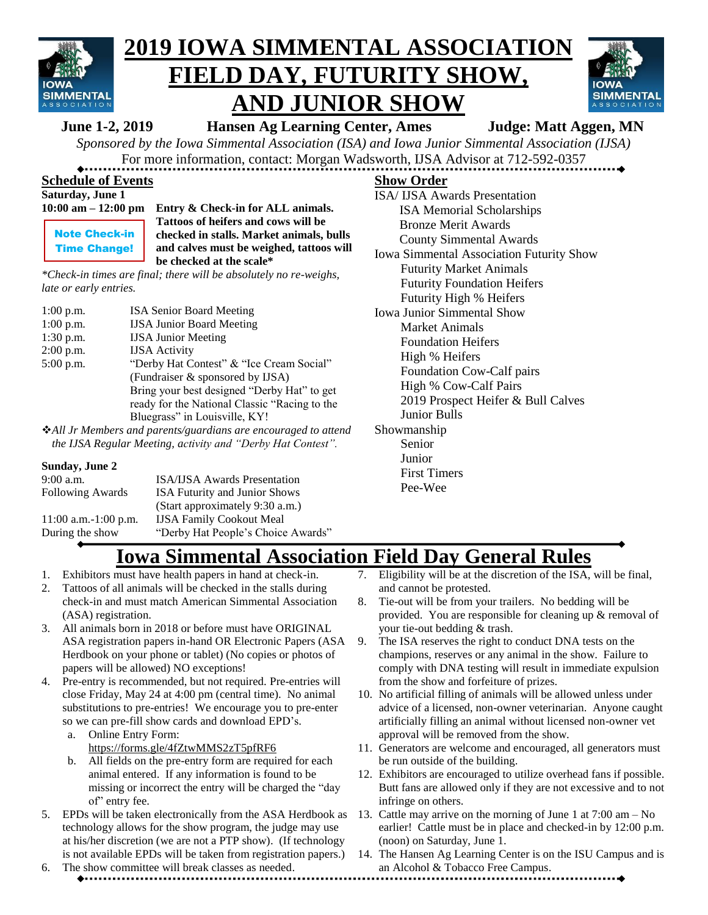# 2019 IOWA SIMMENTAL ASSOCIATION FIELD DAY, FUTURITY SHOW, AND JUNIOR SHOW

**June 1-2, 2019** **Hansen Ag Learning Center, Ames** **Judge: Matt Aggen, MN**

*Sponsored by the Iowa Simmental Association (ISA) and Iowa Junior Simmental Association (IJSA)*

For more information, contact: Morgan Wadsworth, IJSA Advisor at 712-592-0357

## Schedule of Events

**Saturday, June 1**

**10:00 am – 12:00 pm** **Entry & Check-in for ALL animals. Tattoos of heifers and cows will be checked in stalls. Market animals, bulls and calves must be weighed, tattoos will be checked at the scale***

**Note Check-in Time Change!**

*\*Check-in times are final; there will be absolutely no re-weighs, late or early entries.*

| | |
|---|---|
| 1:00 p.m. | ISA Senior Board Meeting |
| 1:00 p.m. | IJSA Junior Board Meeting |
| 1:30 p.m. | IJSA Junior Meeting |
| 2:00 p.m. | IJSA Activity |
| 5:00 p.m. | "Derby Hat Contest" & "Ice Cream Social" (Fundraiser & sponsored by IJSA) Bring your best designed "Derby Hat" to get ready for the National Classic "Racing to the Bluegrass" in Louisville, KY! |

❖ *All Jr Members and parents/guardians are encouraged to attend the IJSA Regular Meeting, activity and "Derby Hat Contest".*

**Sunday, June 2**

| | |
|---|---|
| 9:00 a.m. | ISA/IJSA Awards Presentation |
| Following Awards | ISA Futurity and Junior Shows (Start approximately 9:30 a.m.) |
| 11:00 a.m.-1:00 p.m. | IJSA Family Cookout Meal |
| During the show | "Derby Hat People's Choice Awards" |

## Show Order

ISA/ IJSA Awards Presentation
- ISA Memorial Scholarships
- Bronze Merit Awards
- County Simmental Awards

Iowa Simmental Association Futurity Show
- Futurity Market Animals
- Futurity Foundation Heifers
- Futurity High % Heifers

Iowa Junior Simmental Show
- Market Animals
- Foundation Heifers
- High % Heifers
- Foundation Cow-Calf pairs
- High % Cow-Calf Pairs
- 2019 Prospect Heifer & Bull Calves
- Junior Bulls

Showmanship
- Senior
- Junior
- First Timers
- Pee-Wee

## Iowa Simmental Association Field Day General Rules

1. Exhibitors must have health papers in hand at check-in.
2. Tattoos of all animals will be checked in the stalls during check-in and must match American Simmental Association (ASA) registration.
3. All animals born in 2018 or before must have ORIGINAL ASA registration papers in-hand OR Electronic Papers (ASA Herdbook on your phone or tablet) (No copies or photos of papers will be allowed) NO exceptions!
4. Pre-entry is recommended, but not required. Pre-entries will close Friday, May 24 at 4:00 pm (central time). No animal substitutions to pre-entries! We encourage you to pre-enter so we can pre-fill show cards and download EPD's.
   a. Online Entry Form: https://forms.gle/4fZtwMMS2zT5pfRF6
   b. All fields on the pre-entry form are required for each animal entered. If any information is found to be missing or incorrect the entry will be charged the "day of" entry fee.
5. EPDs will be taken electronically from the ASA Herdbook as technology allows for the show program, the judge may use at his/her discretion (we are not a PTP show). (If technology is not available EPDs will be taken from registration papers.)
6. The show committee will break classes as needed.
7. Eligibility will be at the discretion of the ISA, will be final, and cannot be protested.
8. Tie-out will be from your trailers. No bedding will be provided. You are responsible for cleaning up & removal of your tie-out bedding & trash.
9. The ISA reserves the right to conduct DNA tests on the champions, reserves or any animal in the show. Failure to comply with DNA testing will result in immediate expulsion from the show and forfeiture of prizes.
10. No artificial filling of animals will be allowed unless under advice of a licensed, non-owner veterinarian. Anyone caught artificially filling an animal without licensed non-owner vet approval will be removed from the show.
11. Generators are welcome and encouraged, all generators must be run outside of the building.
12. Exhibitors are encouraged to utilize overhead fans if possible. Butt fans are allowed only if they are not excessive and to not infringe on others.
13. Cattle may arrive on the morning of June 1 at 7:00 am – No earlier! Cattle must be in place and checked-in by 12:00 p.m. (noon) on Saturday, June 1.
14. The Hansen Ag Learning Center is on the ISU Campus and is an Alcohol & Tobacco Free Campus.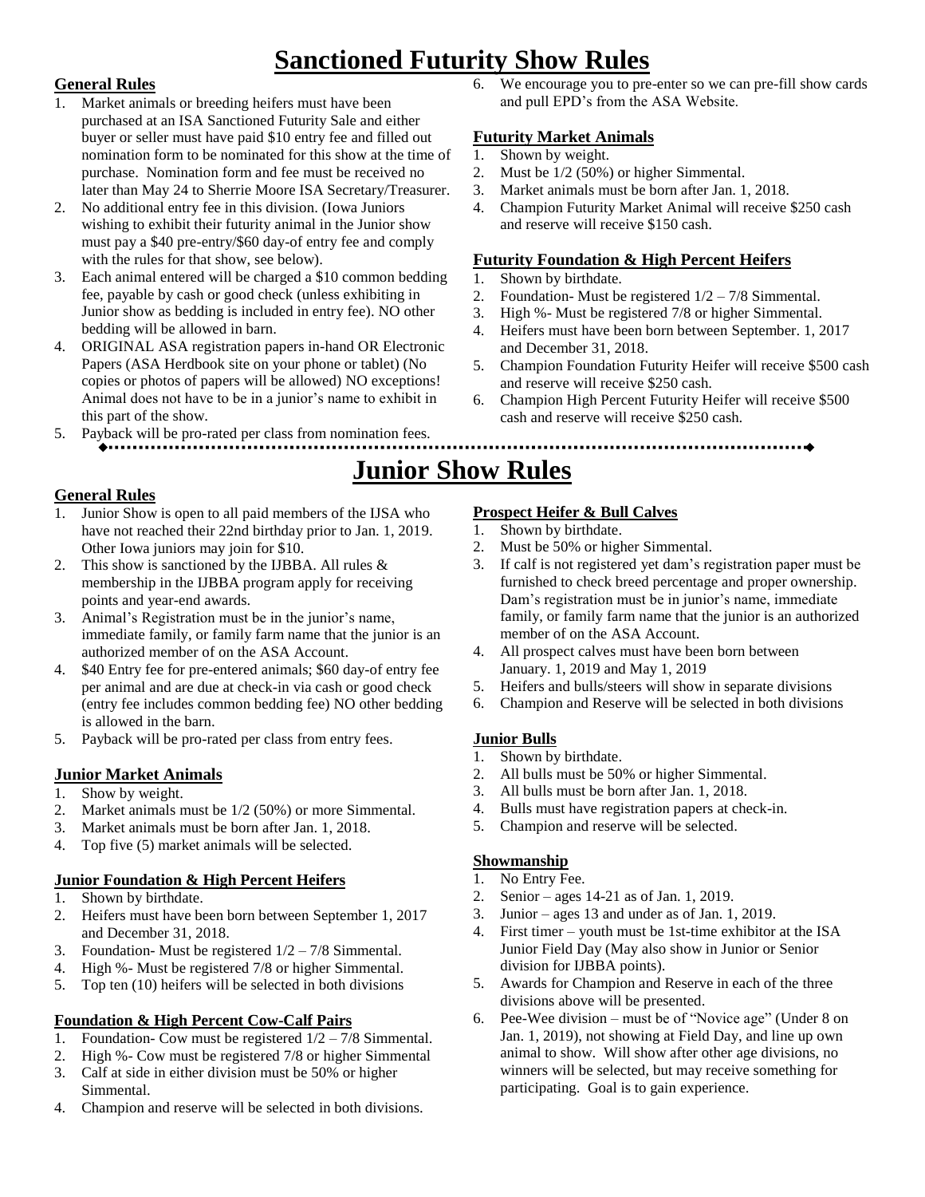# Sanctioned Futurity Show Rules

## General Rules

1. Market animals or breeding heifers must have been purchased at an ISA Sanctioned Futurity Sale and either buyer or seller must have paid $10 entry fee and filled out nomination form to be nominated for this show at the time of purchase. Nomination form and fee must be received no later than May 24 to Sherrie Moore ISA Secretary/Treasurer.
2. No additional entry fee in this division. (Iowa Juniors wishing to exhibit their futurity animal in the Junior show must pay a $40 pre-entry/$60 day-of entry fee and comply with the rules for that show, see below).
3. Each animal entered will be charged a $10 common bedding fee, payable by cash or good check (unless exhibiting in Junior show as bedding is included in entry fee). NO other bedding will be allowed in barn.
4. ORIGINAL ASA registration papers in-hand OR Electronic Papers (ASA Herdbook site on your phone or tablet) (No copies or photos of papers will be allowed) NO exceptions! Animal does not have to be in a junior's name to exhibit in this part of the show.
5. Payback will be pro-rated per class from nomination fees.
6. We encourage you to pre-enter so we can pre-fill show cards and pull EPD's from the ASA Website.

## Futurity Market Animals

1. Shown by weight.
2. Must be 1/2 (50%) or higher Simmental.
3. Market animals must be born after Jan. 1, 2018.
4. Champion Futurity Market Animal will receive $250 cash and reserve will receive $150 cash.

## Futurity Foundation & High Percent Heifers

1. Shown by birthdate.
2. Foundation- Must be registered 1/2 – 7/8 Simmental.
3. High %- Must be registered 7/8 or higher Simmental.
4. Heifers must have been born between September. 1, 2017 and December 31, 2018.
5. Champion Foundation Futurity Heifer will receive $500 cash and reserve will receive $250 cash.
6. Champion High Percent Futurity Heifer will receive $500 cash and reserve will receive $250 cash.

# Junior Show Rules

## General Rules

1. Junior Show is open to all paid members of the IJSA who have not reached their 22nd birthday prior to Jan. 1, 2019. Other Iowa juniors may join for $10.
2. This show is sanctioned by the IJBBA. All rules & membership in the IJBBA program apply for receiving points and year-end awards.
3. Animal's Registration must be in the junior's name, immediate family, or family farm name that the junior is an authorized member of on the ASA Account.
4. $40 Entry fee for pre-entered animals; $60 day-of entry fee per animal and are due at check-in via cash or good check (entry fee includes common bedding fee) NO other bedding is allowed in the barn.
5. Payback will be pro-rated per class from entry fees.

## Junior Market Animals

1. Show by weight.
2. Market animals must be 1/2 (50%) or more Simmental.
3. Market animals must be born after Jan. 1, 2018.
4. Top five (5) market animals will be selected.

## Junior Foundation & High Percent Heifers

1. Shown by birthdate.
2. Heifers must have been born between September 1, 2017 and December 31, 2018.
3. Foundation- Must be registered 1/2 – 7/8 Simmental.
4. High %- Must be registered 7/8 or higher Simmental.
5. Top ten (10) heifers will be selected in both divisions

## Foundation & High Percent Cow-Calf Pairs

1. Foundation- Cow must be registered 1/2 – 7/8 Simmental.
2. High %- Cow must be registered 7/8 or higher Simmental
3. Calf at side in either division must be 50% or higher Simmental.
4. Champion and reserve will be selected in both divisions.

## Prospect Heifer & Bull Calves

1. Shown by birthdate.
2. Must be 50% or higher Simmental.
3. If calf is not registered yet dam's registration paper must be furnished to check breed percentage and proper ownership. Dam's registration must be in junior's name, immediate family, or family farm name that the junior is an authorized member of on the ASA Account.
4. All prospect calves must have been born between January. 1, 2019 and May 1, 2019
5. Heifers and bulls/steers will show in separate divisions
6. Champion and Reserve will be selected in both divisions

## Junior Bulls

1. Shown by birthdate.
2. All bulls must be 50% or higher Simmental.
3. All bulls must be born after Jan. 1, 2018.
4. Bulls must have registration papers at check-in.
5. Champion and reserve will be selected.

## Showmanship

1. No Entry Fee.
2. Senior – ages 14-21 as of Jan. 1, 2019.
3. Junior – ages 13 and under as of Jan. 1, 2019.
4. First timer – youth must be 1st-time exhibitor at the ISA Junior Field Day (May also show in Junior or Senior division for IJBBA points).
5. Awards for Champion and Reserve in each of the three divisions above will be presented.
6. Pee-Wee division – must be of "Novice age" (Under 8 on Jan. 1, 2019), not showing at Field Day, and line up own animal to show. Will show after other age divisions, no winners will be selected, but may receive something for participating. Goal is to gain experience.